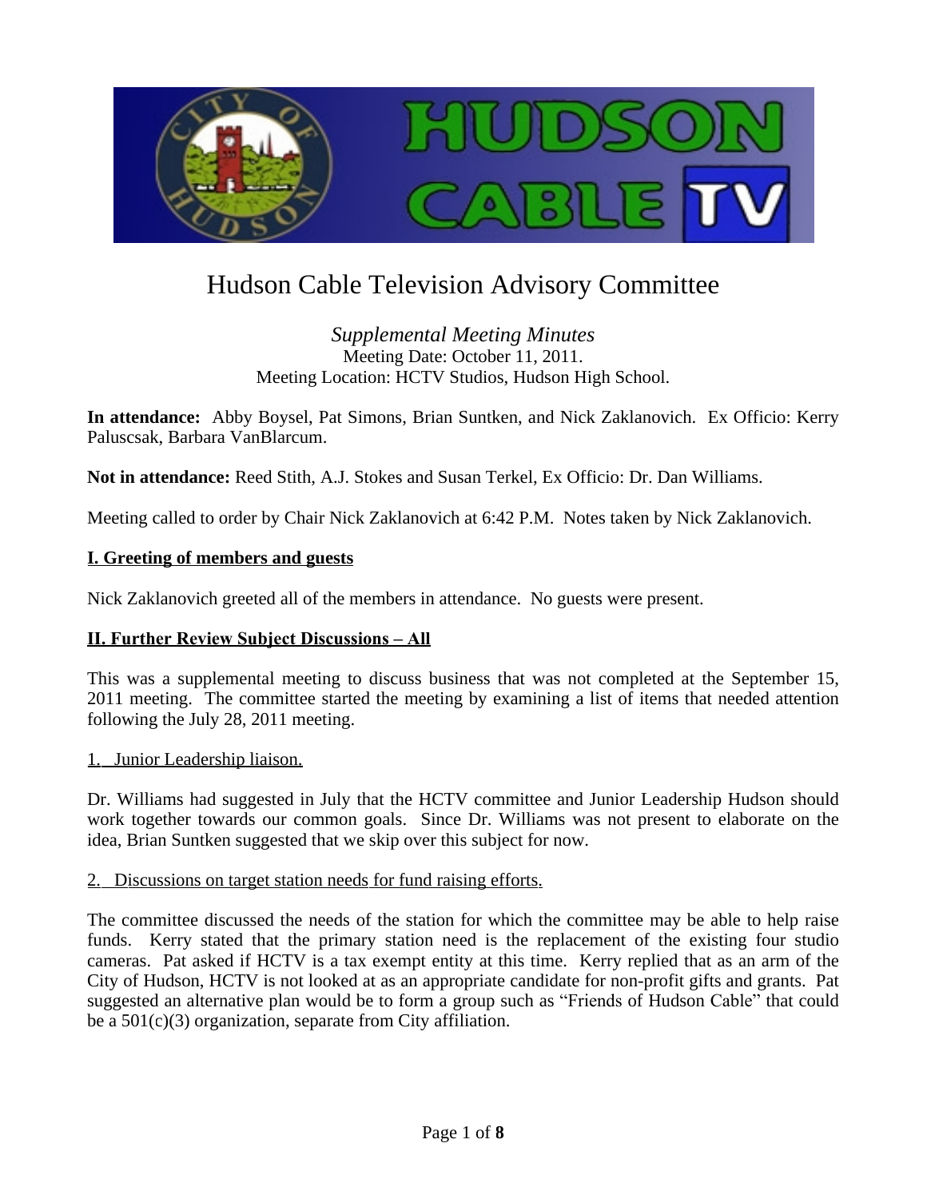# Hudson Cable Television Advisory Committee

*Supplemental Meeting Minutes*
Meeting Date: October 11, 2011.
Meeting Location: HCTV Studios, Hudson High School.

**In attendance:** Abby Boysel, Pat Simons, Brian Suntken, and Nick Zaklanovich. Ex Officio: Kerry Paluscsak, Barbara VanBlarcum.

**Not in attendance:** Reed Stith, A.J. Stokes and Susan Terkel, Ex Officio: Dr. Dan Williams.

Meeting called to order by Chair Nick Zaklanovich at 6:42 P.M. Notes taken by Nick Zaklanovich.

## I. Greeting of members and guests

Nick Zaklanovich greeted all of the members in attendance. No guests were present.

## II. Further Review Subject Discussions – All

This was a supplemental meeting to discuss business that was not completed at the September 15, 2011 meeting. The committee started the meeting by examining a list of items that needed attention following the July 28, 2011 meeting.

1. Junior Leadership liaison.

Dr. Williams had suggested in July that the HCTV committee and Junior Leadership Hudson should work together towards our common goals. Since Dr. Williams was not present to elaborate on the idea, Brian Suntken suggested that we skip over this subject for now.

2. Discussions on target station needs for fund raising efforts.

The committee discussed the needs of the station for which the committee may be able to help raise funds. Kerry stated that the primary station need is the replacement of the existing four studio cameras. Pat asked if HCTV is a tax exempt entity at this time. Kerry replied that as an arm of the City of Hudson, HCTV is not looked at as an appropriate candidate for non-profit gifts and grants. Pat suggested an alternative plan would be to form a group such as "Friends of Hudson Cable" that could be a 501(c)(3) organization, separate from City affiliation.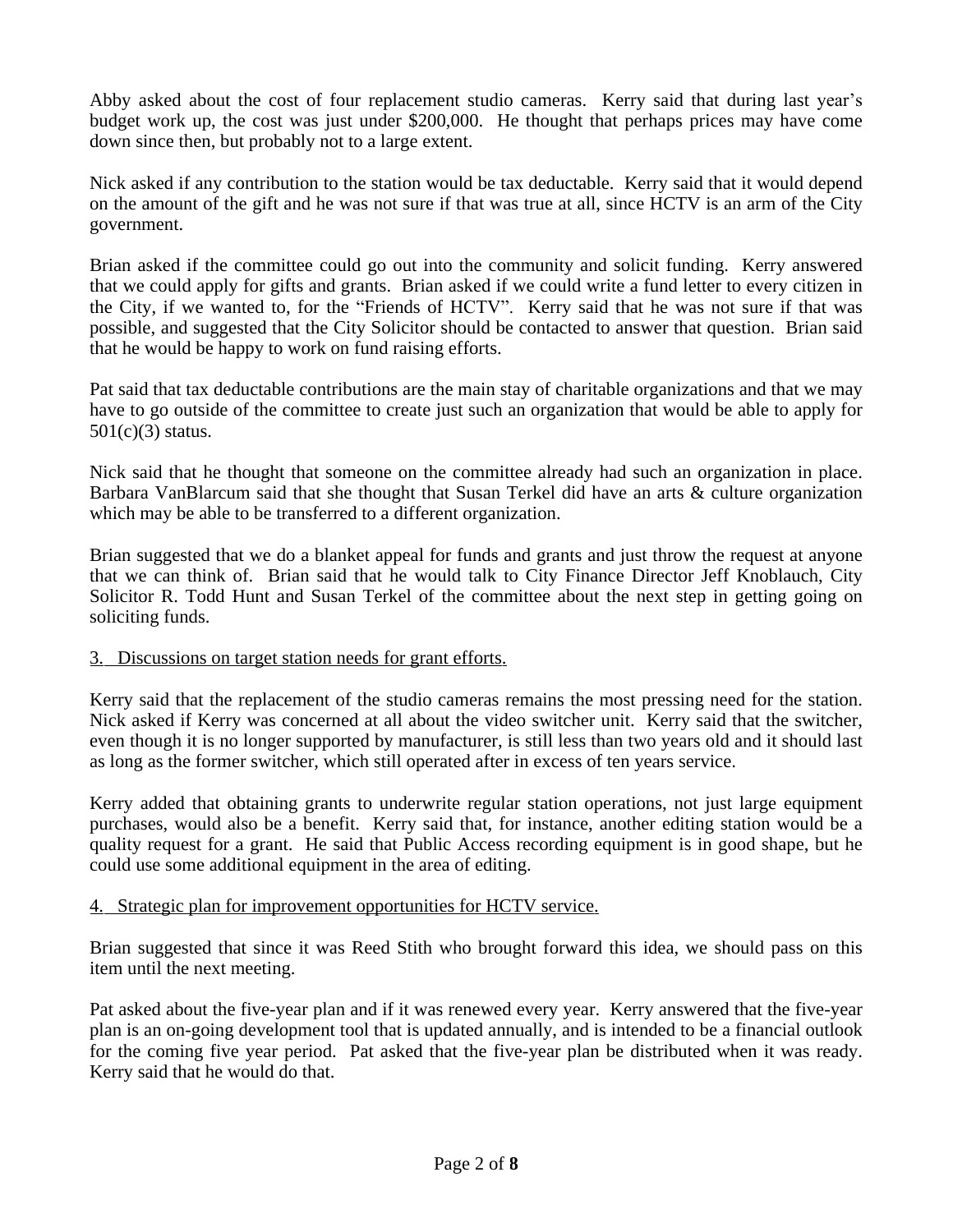Abby asked about the cost of four replacement studio cameras. Kerry said that during last year's budget work up, the cost was just under $200,000. He thought that perhaps prices may have come down since then, but probably not to a large extent.

Nick asked if any contribution to the station would be tax deductable. Kerry said that it would depend on the amount of the gift and he was not sure if that was true at all, since HCTV is an arm of the City government.

Brian asked if the committee could go out into the community and solicit funding. Kerry answered that we could apply for gifts and grants. Brian asked if we could write a fund letter to every citizen in the City, if we wanted to, for the "Friends of HCTV". Kerry said that he was not sure if that was possible, and suggested that the City Solicitor should be contacted to answer that question. Brian said that he would be happy to work on fund raising efforts.

Pat said that tax deductable contributions are the main stay of charitable organizations and that we may have to go outside of the committee to create just such an organization that would be able to apply for 501(c)(3) status.

Nick said that he thought that someone on the committee already had such an organization in place. Barbara VanBlarcum said that she thought that Susan Terkel did have an arts & culture organization which may be able to be transferred to a different organization.

Brian suggested that we do a blanket appeal for funds and grants and just throw the request at anyone that we can think of. Brian said that he would talk to City Finance Director Jeff Knoblauch, City Solicitor R. Todd Hunt and Susan Terkel of the committee about the next step in getting going on soliciting funds.

<u>3. Discussions on target station needs for grant efforts.</u>

Kerry said that the replacement of the studio cameras remains the most pressing need for the station. Nick asked if Kerry was concerned at all about the video switcher unit. Kerry said that the switcher, even though it is no longer supported by manufacturer, is still less than two years old and it should last as long as the former switcher, which still operated after in excess of ten years service.

Kerry added that obtaining grants to underwrite regular station operations, not just large equipment purchases, would also be a benefit. Kerry said that, for instance, another editing station would be a quality request for a grant. He said that Public Access recording equipment is in good shape, but he could use some additional equipment in the area of editing.

<u>4. Strategic plan for improvement opportunities for HCTV service.</u>

Brian suggested that since it was Reed Stith who brought forward this idea, we should pass on this item until the next meeting.

Pat asked about the five-year plan and if it was renewed every year. Kerry answered that the five-year plan is an on-going development tool that is updated annually, and is intended to be a financial outlook for the coming five year period. Pat asked that the five-year plan be distributed when it was ready. Kerry said that he would do that.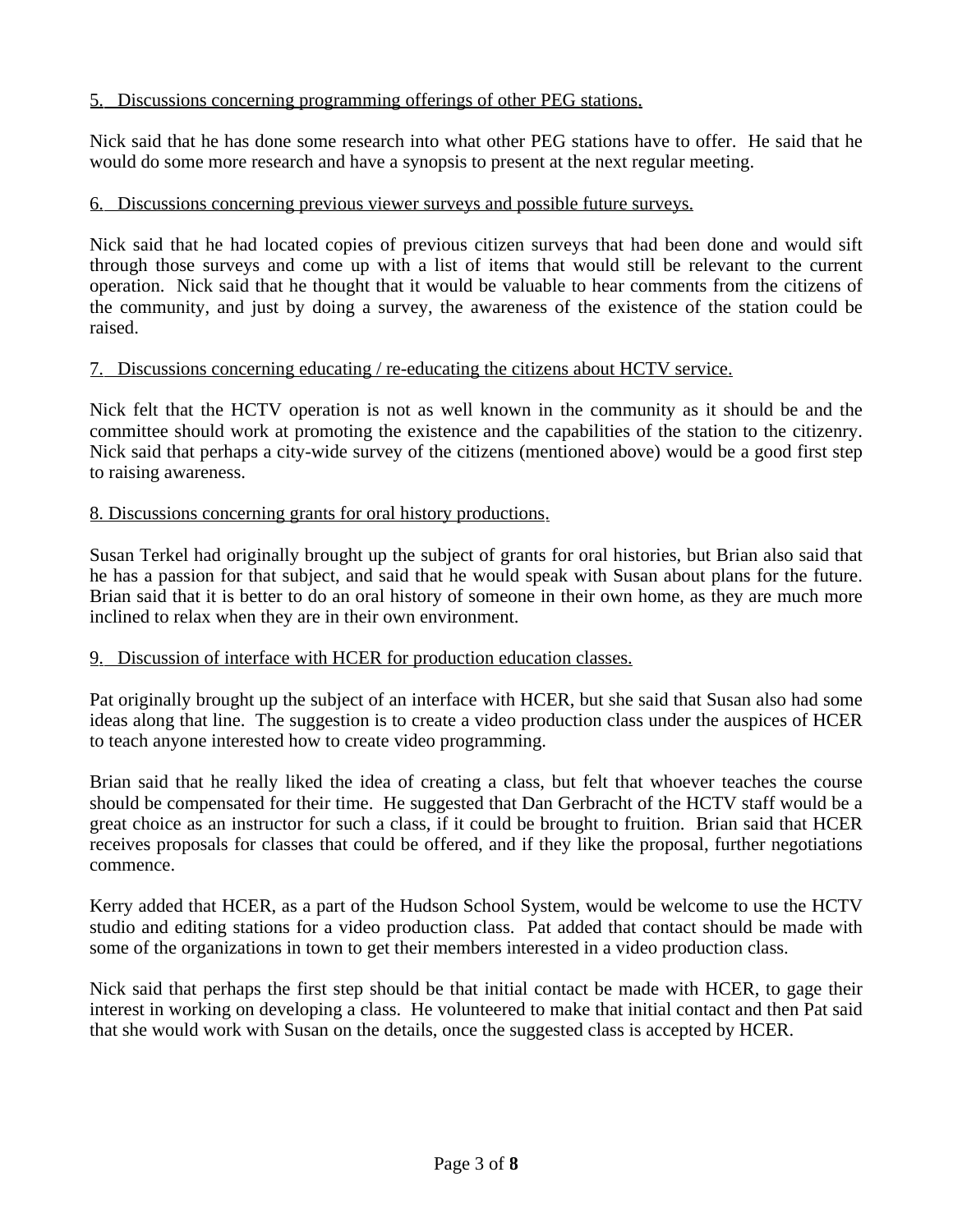5. Discussions concerning programming offerings of other PEG stations.

Nick said that he has done some research into what other PEG stations have to offer. He said that he would do some more research and have a synopsis to present at the next regular meeting.

6. Discussions concerning previous viewer surveys and possible future surveys.

Nick said that he had located copies of previous citizen surveys that had been done and would sift through those surveys and come up with a list of items that would still be relevant to the current operation. Nick said that he thought that it would be valuable to hear comments from the citizens of the community, and just by doing a survey, the awareness of the existence of the station could be raised.

7. Discussions concerning educating / re-educating the citizens about HCTV service.

Nick felt that the HCTV operation is not as well known in the community as it should be and the committee should work at promoting the existence and the capabilities of the station to the citizenry. Nick said that perhaps a city-wide survey of the citizens (mentioned above) would be a good first step to raising awareness.

8. Discussions concerning grants for oral history productions.

Susan Terkel had originally brought up the subject of grants for oral histories, but Brian also said that he has a passion for that subject, and said that he would speak with Susan about plans for the future. Brian said that it is better to do an oral history of someone in their own home, as they are much more inclined to relax when they are in their own environment.

9. Discussion of interface with HCER for production education classes.

Pat originally brought up the subject of an interface with HCER, but she said that Susan also had some ideas along that line. The suggestion is to create a video production class under the auspices of HCER to teach anyone interested how to create video programming.

Brian said that he really liked the idea of creating a class, but felt that whoever teaches the course should be compensated for their time. He suggested that Dan Gerbracht of the HCTV staff would be a great choice as an instructor for such a class, if it could be brought to fruition. Brian said that HCER receives proposals for classes that could be offered, and if they like the proposal, further negotiations commence.

Kerry added that HCER, as a part of the Hudson School System, would be welcome to use the HCTV studio and editing stations for a video production class. Pat added that contact should be made with some of the organizations in town to get their members interested in a video production class.

Nick said that perhaps the first step should be that initial contact be made with HCER, to gage their interest in working on developing a class. He volunteered to make that initial contact and then Pat said that she would work with Susan on the details, once the suggested class is accepted by HCER.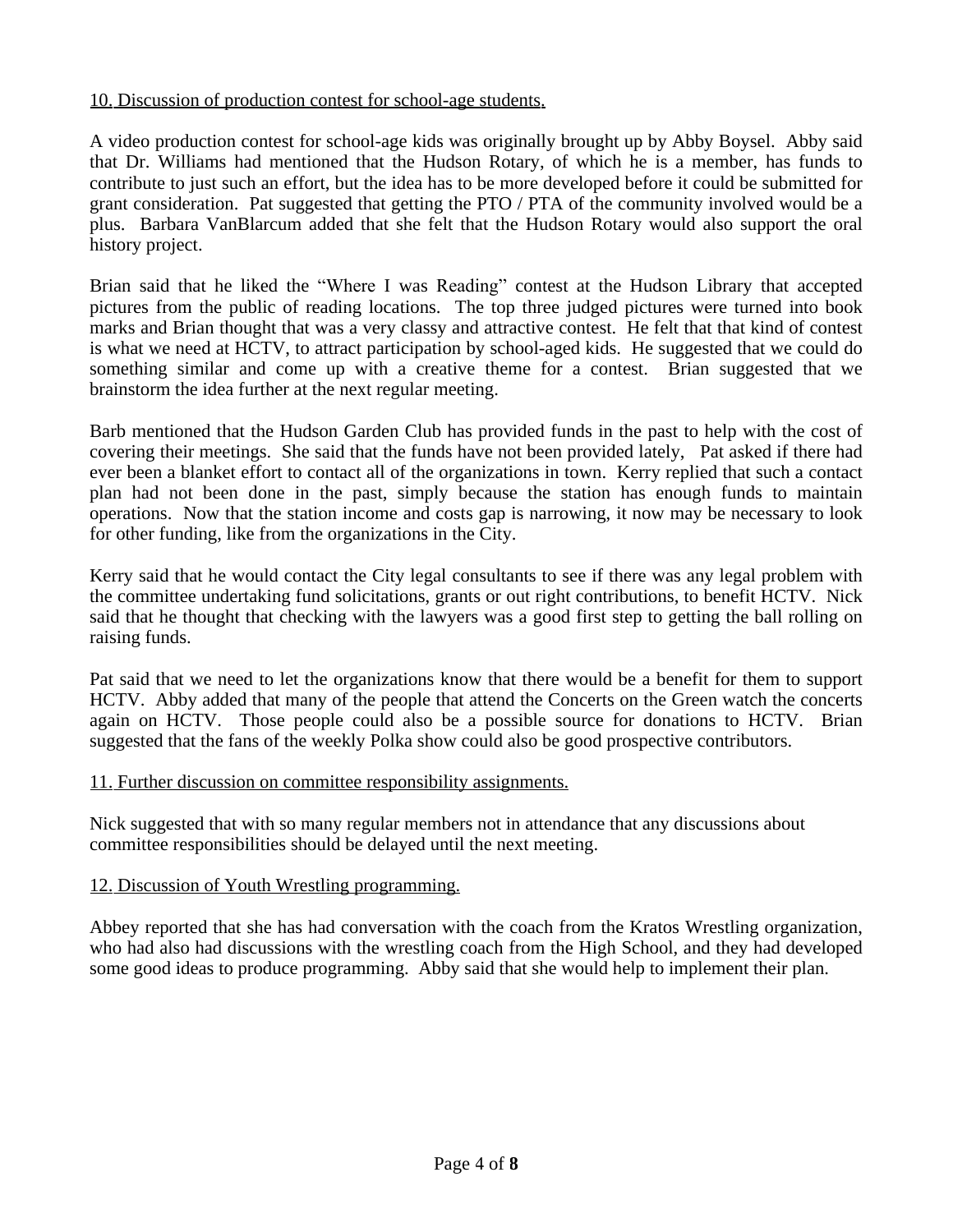10. Discussion of production contest for school-age students.

A video production contest for school-age kids was originally brought up by Abby Boysel. Abby said that Dr. Williams had mentioned that the Hudson Rotary, of which he is a member, has funds to contribute to just such an effort, but the idea has to be more developed before it could be submitted for grant consideration. Pat suggested that getting the PTO / PTA of the community involved would be a plus. Barbara VanBlarcum added that she felt that the Hudson Rotary would also support the oral history project.

Brian said that he liked the "Where I was Reading" contest at the Hudson Library that accepted pictures from the public of reading locations. The top three judged pictures were turned into book marks and Brian thought that was a very classy and attractive contest. He felt that that kind of contest is what we need at HCTV, to attract participation by school-aged kids. He suggested that we could do something similar and come up with a creative theme for a contest. Brian suggested that we brainstorm the idea further at the next regular meeting.

Barb mentioned that the Hudson Garden Club has provided funds in the past to help with the cost of covering their meetings. She said that the funds have not been provided lately, Pat asked if there had ever been a blanket effort to contact all of the organizations in town. Kerry replied that such a contact plan had not been done in the past, simply because the station has enough funds to maintain operations. Now that the station income and costs gap is narrowing, it now may be necessary to look for other funding, like from the organizations in the City.

Kerry said that he would contact the City legal consultants to see if there was any legal problem with the committee undertaking fund solicitations, grants or out right contributions, to benefit HCTV. Nick said that he thought that checking with the lawyers was a good first step to getting the ball rolling on raising funds.

Pat said that we need to let the organizations know that there would be a benefit for them to support HCTV. Abby added that many of the people that attend the Concerts on the Green watch the concerts again on HCTV. Those people could also be a possible source for donations to HCTV. Brian suggested that the fans of the weekly Polka show could also be good prospective contributors.

11. Further discussion on committee responsibility assignments.

Nick suggested that with so many regular members not in attendance that any discussions about committee responsibilities should be delayed until the next meeting.

12. Discussion of Youth Wrestling programming.

Abbey reported that she has had conversation with the coach from the Kratos Wrestling organization, who had also had discussions with the wrestling coach from the High School, and they had developed some good ideas to produce programming. Abby said that she would help to implement their plan.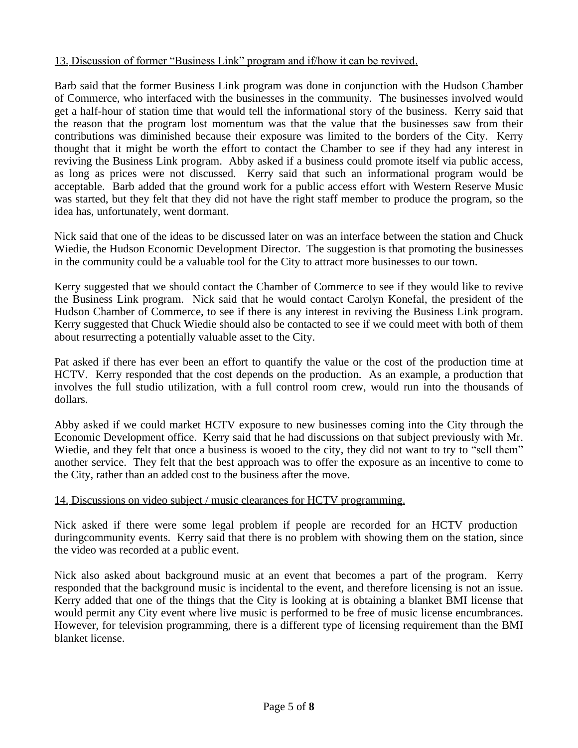13. Discussion of former “Business Link” program and if/how it can be revived.

Barb said that the former Business Link program was done in conjunction with the Hudson Chamber of Commerce, who interfaced with the businesses in the community. The businesses involved would get a half-hour of station time that would tell the informational story of the business. Kerry said that the reason that the program lost momentum was that the value that the businesses saw from their contributions was diminished because their exposure was limited to the borders of the City. Kerry thought that it might be worth the effort to contact the Chamber to see if they had any interest in reviving the Business Link program. Abby asked if a business could promote itself via public access, as long as prices were not discussed. Kerry said that such an informational program would be acceptable. Barb added that the ground work for a public access effort with Western Reserve Music was started, but they felt that they did not have the right staff member to produce the program, so the idea has, unfortunately, went dormant.

Nick said that one of the ideas to be discussed later on was an interface between the station and Chuck Wiedie, the Hudson Economic Development Director. The suggestion is that promoting the businesses in the community could be a valuable tool for the City to attract more businesses to our town.

Kerry suggested that we should contact the Chamber of Commerce to see if they would like to revive the Business Link program. Nick said that he would contact Carolyn Konefal, the president of the Hudson Chamber of Commerce, to see if there is any interest in reviving the Business Link program. Kerry suggested that Chuck Wiedie should also be contacted to see if we could meet with both of them about resurrecting a potentially valuable asset to the City.

Pat asked if there has ever been an effort to quantify the value or the cost of the production time at HCTV. Kerry responded that the cost depends on the production. As an example, a production that involves the full studio utilization, with a full control room crew, would run into the thousands of dollars.

Abby asked if we could market HCTV exposure to new businesses coming into the City through the Economic Development office. Kerry said that he had discussions on that subject previously with Mr. Wiedie, and they felt that once a business is wooed to the city, they did not want to try to “sell them” another service. They felt that the best approach was to offer the exposure as an incentive to come to the City, rather than an added cost to the business after the move.

14. Discussions on video subject / music clearances for HCTV programming.

Nick asked if there were some legal problem if people are recorded for an HCTV production duringcommunity events. Kerry said that there is no problem with showing them on the station, since the video was recorded at a public event.

Nick also asked about background music at an event that becomes a part of the program. Kerry responded that the background music is incidental to the event, and therefore licensing is not an issue. Kerry added that one of the things that the City is looking at is obtaining a blanket BMI license that would permit any City event where live music is performed to be free of music license encumbrances. However, for television programming, there is a different type of licensing requirement than the BMI blanket license.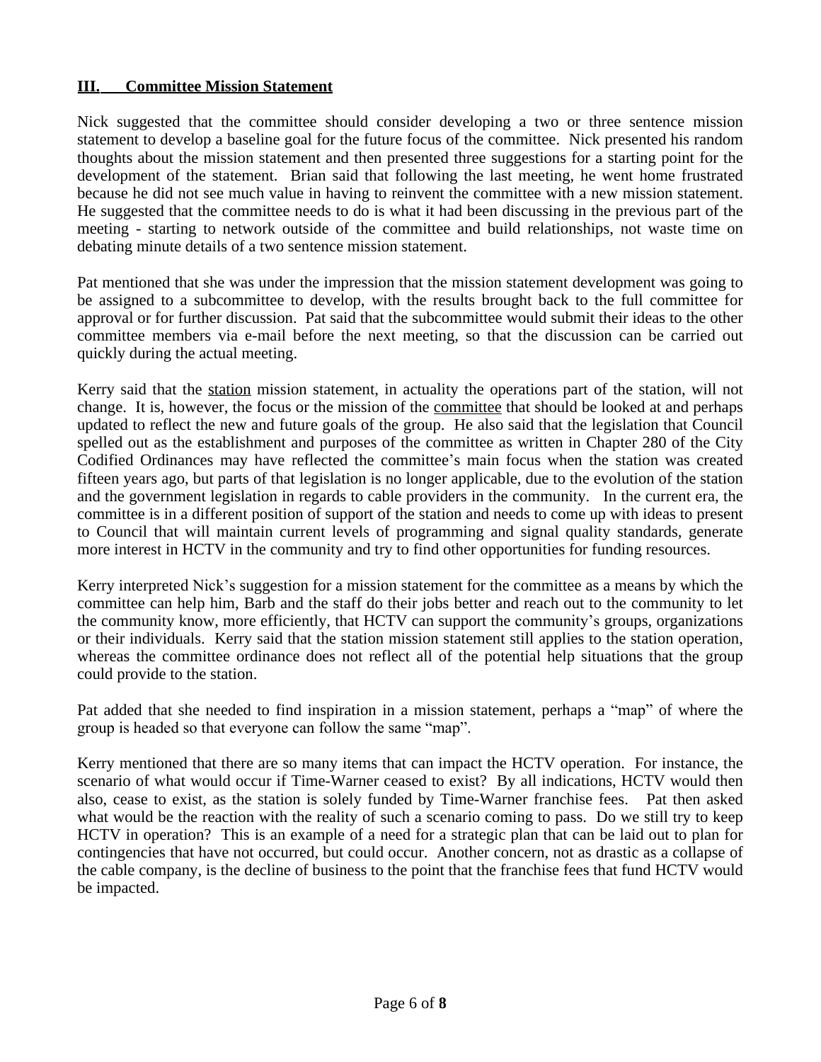## **III. Committee Mission Statement**

Nick suggested that the committee should consider developing a two or three sentence mission statement to develop a baseline goal for the future focus of the committee. Nick presented his random thoughts about the mission statement and then presented three suggestions for a starting point for the development of the statement. Brian said that following the last meeting, he went home frustrated because he did not see much value in having to reinvent the committee with a new mission statement. He suggested that the committee needs to do is what it had been discussing in the previous part of the meeting - starting to network outside of the committee and build relationships, not waste time on debating minute details of a two sentence mission statement.

Pat mentioned that she was under the impression that the mission statement development was going to be assigned to a subcommittee to develop, with the results brought back to the full committee for approval or for further discussion. Pat said that the subcommittee would submit their ideas to the other committee members via e-mail before the next meeting, so that the discussion can be carried out quickly during the actual meeting.

Kerry said that the <u>station</u> mission statement, in actuality the operations part of the station, will not change. It is, however, the focus or the mission of the <u>committee</u> that should be looked at and perhaps updated to reflect the new and future goals of the group. He also said that the legislation that Council spelled out as the establishment and purposes of the committee as written in Chapter 280 of the City Codified Ordinances may have reflected the committee's main focus when the station was created fifteen years ago, but parts of that legislation is no longer applicable, due to the evolution of the station and the government legislation in regards to cable providers in the community. In the current era, the committee is in a different position of support of the station and needs to come up with ideas to present to Council that will maintain current levels of programming and signal quality standards, generate more interest in HCTV in the community and try to find other opportunities for funding resources.

Kerry interpreted Nick's suggestion for a mission statement for the committee as a means by which the committee can help him, Barb and the staff do their jobs better and reach out to the community to let the community know, more efficiently, that HCTV can support the community's groups, organizations or their individuals. Kerry said that the station mission statement still applies to the station operation, whereas the committee ordinance does not reflect all of the potential help situations that the group could provide to the station.

Pat added that she needed to find inspiration in a mission statement, perhaps a "map" of where the group is headed so that everyone can follow the same "map".

Kerry mentioned that there are so many items that can impact the HCTV operation. For instance, the scenario of what would occur if Time-Warner ceased to exist? By all indications, HCTV would then also, cease to exist, as the station is solely funded by Time-Warner franchise fees. Pat then asked what would be the reaction with the reality of such a scenario coming to pass. Do we still try to keep HCTV in operation? This is an example of a need for a strategic plan that can be laid out to plan for contingencies that have not occurred, but could occur. Another concern, not as drastic as a collapse of the cable company, is the decline of business to the point that the franchise fees that fund HCTV would be impacted.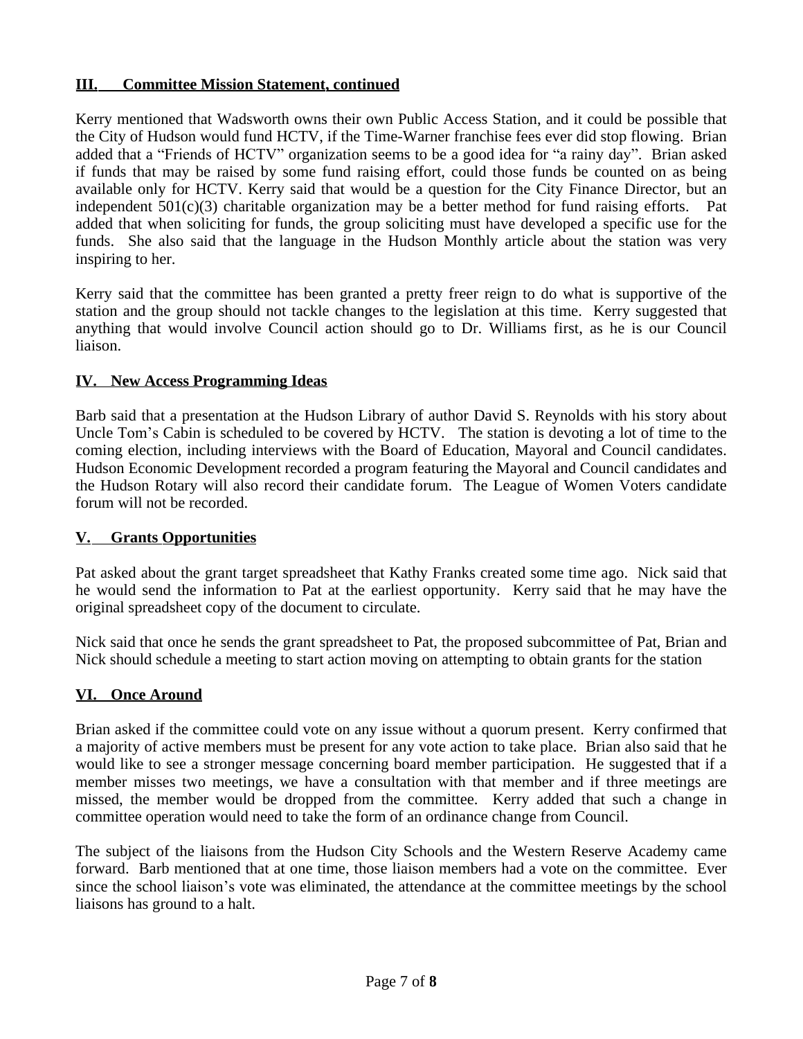## III. Committee Mission Statement, continued

Kerry mentioned that Wadsworth owns their own Public Access Station, and it could be possible that the City of Hudson would fund HCTV, if the Time-Warner franchise fees ever did stop flowing. Brian added that a "Friends of HCTV" organization seems to be a good idea for "a rainy day". Brian asked if funds that may be raised by some fund raising effort, could those funds be counted on as being available only for HCTV. Kerry said that would be a question for the City Finance Director, but an independent 501(c)(3) charitable organization may be a better method for fund raising efforts. Pat added that when soliciting for funds, the group soliciting must have developed a specific use for the funds. She also said that the language in the Hudson Monthly article about the station was very inspiring to her.

Kerry said that the committee has been granted a pretty freer reign to do what is supportive of the station and the group should not tackle changes to the legislation at this time. Kerry suggested that anything that would involve Council action should go to Dr. Williams first, as he is our Council liaison.

## IV. New Access Programming Ideas

Barb said that a presentation at the Hudson Library of author David S. Reynolds with his story about Uncle Tom's Cabin is scheduled to be covered by HCTV. The station is devoting a lot of time to the coming election, including interviews with the Board of Education, Mayoral and Council candidates. Hudson Economic Development recorded a program featuring the Mayoral and Council candidates and the Hudson Rotary will also record their candidate forum. The League of Women Voters candidate forum will not be recorded.

## V. Grants Opportunities

Pat asked about the grant target spreadsheet that Kathy Franks created some time ago. Nick said that he would send the information to Pat at the earliest opportunity. Kerry said that he may have the original spreadsheet copy of the document to circulate.

Nick said that once he sends the grant spreadsheet to Pat, the proposed subcommittee of Pat, Brian and Nick should schedule a meeting to start action moving on attempting to obtain grants for the station

## VI. Once Around

Brian asked if the committee could vote on any issue without a quorum present. Kerry confirmed that a majority of active members must be present for any vote action to take place. Brian also said that he would like to see a stronger message concerning board member participation. He suggested that if a member misses two meetings, we have a consultation with that member and if three meetings are missed, the member would be dropped from the committee. Kerry added that such a change in committee operation would need to take the form of an ordinance change from Council.

The subject of the liaisons from the Hudson City Schools and the Western Reserve Academy came forward. Barb mentioned that at one time, those liaison members had a vote on the committee. Ever since the school liaison's vote was eliminated, the attendance at the committee meetings by the school liaisons has ground to a halt.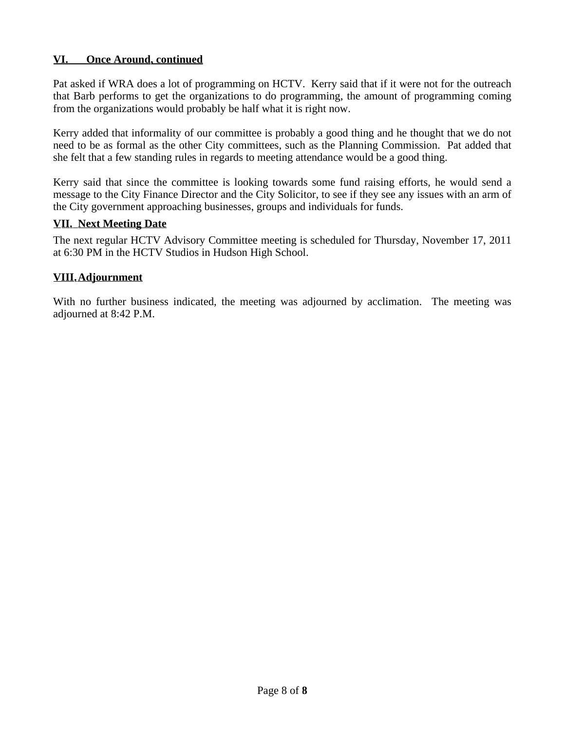## VI. Once Around, continued

Pat asked if WRA does a lot of programming on HCTV. Kerry said that if it were not for the outreach that Barb performs to get the organizations to do programming, the amount of programming coming from the organizations would probably be half what it is right now.

Kerry added that informality of our committee is probably a good thing and he thought that we do not need to be as formal as the other City committees, such as the Planning Commission. Pat added that she felt that a few standing rules in regards to meeting attendance would be a good thing.

Kerry said that since the committee is looking towards some fund raising efforts, he would send a message to the City Finance Director and the City Solicitor, to see if they see any issues with an arm of the City government approaching businesses, groups and individuals for funds.

## VII. Next Meeting Date

The next regular HCTV Advisory Committee meeting is scheduled for Thursday, November 17, 2011 at 6:30 PM in the HCTV Studios in Hudson High School.

## VIII. Adjournment

With no further business indicated, the meeting was adjourned by acclimation. The meeting was adjourned at 8:42 P.M.